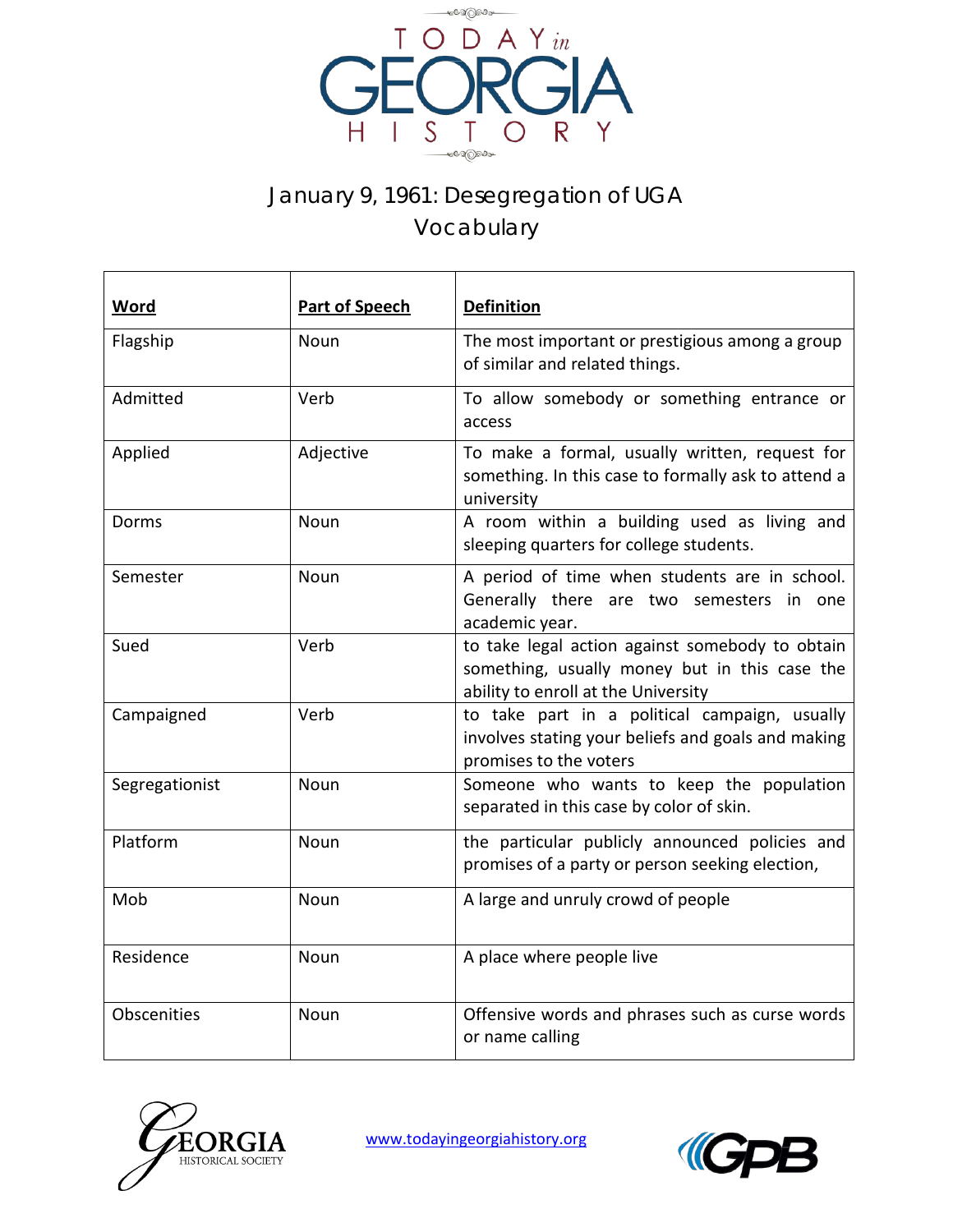# TODAY in GEORGIA HISTORY

## January 9, 1961: Desegregation of UGA
## Vocabulary

| **Word** | **Part of Speech** | **Definition** |
|---|---|---|
| Flagship | Noun | The most important or prestigious among a group of similar and related things. |
| Admitted | Verb | To allow somebody or something entrance or access |
| Applied | Adjective | To make a formal, usually written, request for something. In this case to formally ask to attend a university |
| Dorms | Noun | A room within a building used as living and sleeping quarters for college students. |
| Semester | Noun | A period of time when students are in school. Generally there are two semesters in one academic year. |
| Sued | Verb | to take legal action against somebody to obtain something, usually money but in this case the ability to enroll at the University |
| Campaigned | Verb | to take part in a political campaign, usually involves stating your beliefs and goals and making promises to the voters |
| Segregationist | Noun | Someone who wants to keep the population separated in this case by color of skin. |
| Platform | Noun | the particular publicly announced policies and promises of a party or person seeking election, |
| Mob | Noun | A large and unruly crowd of people |
| Residence | Noun | A place where people live |
| Obscenities | Noun | Offensive words and phrases such as curse words or name calling |

GEORGIA HISTORICAL SOCIETY

www.todayingeorgiahistory.org

GPB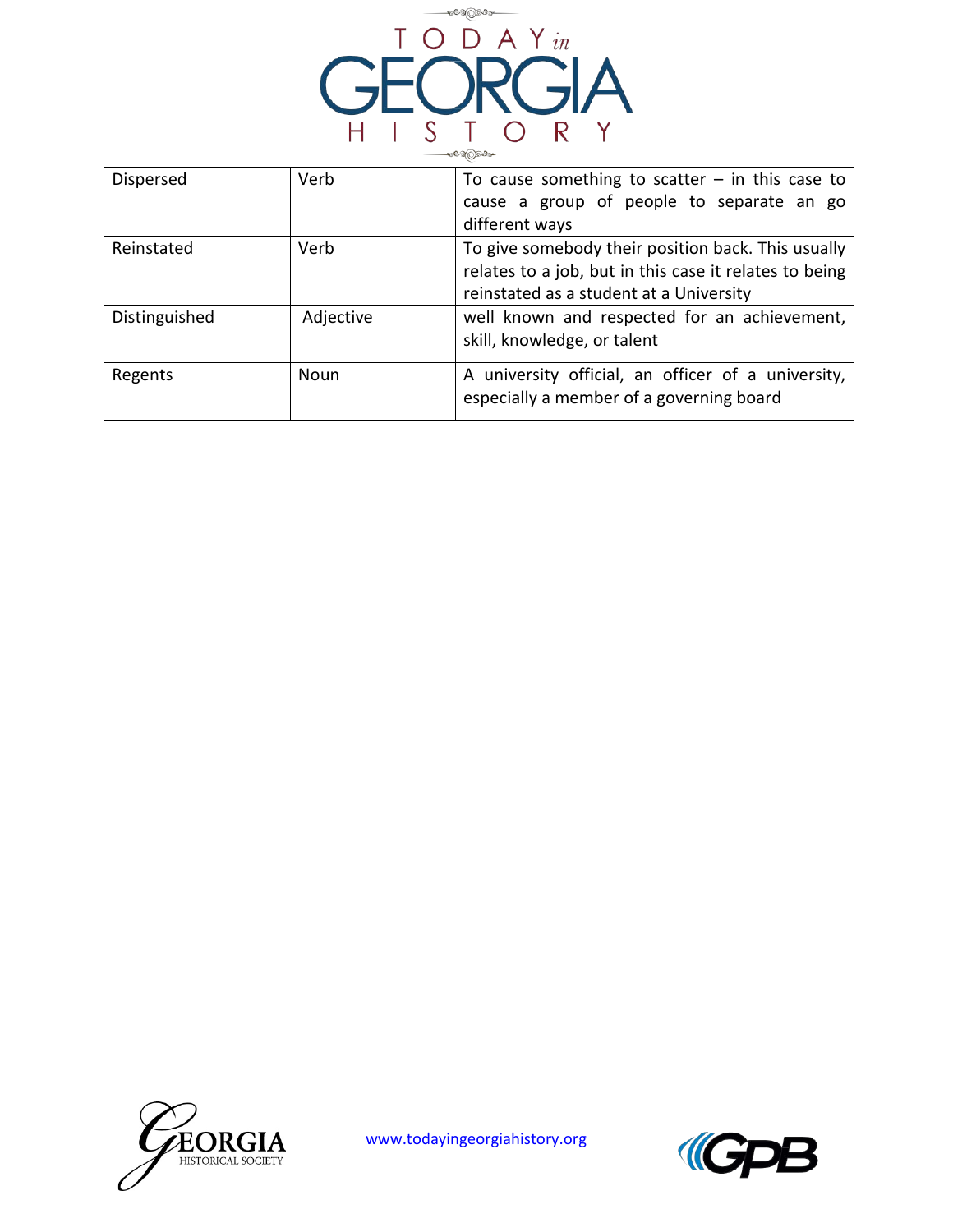| | | |
|---|---|---|
| Dispersed | Verb | To cause something to scatter – in this case to cause a group of people to separate an go different ways |
| Reinstated | Verb | To give somebody their position back. This usually relates to a job, but in this case it relates to being reinstated as a student at a University |
| Distinguished | Adjective | well known and respected for an achievement, skill, knowledge, or talent |
| Regents | Noun | A university official, an officer of a university, especially a member of a governing board |